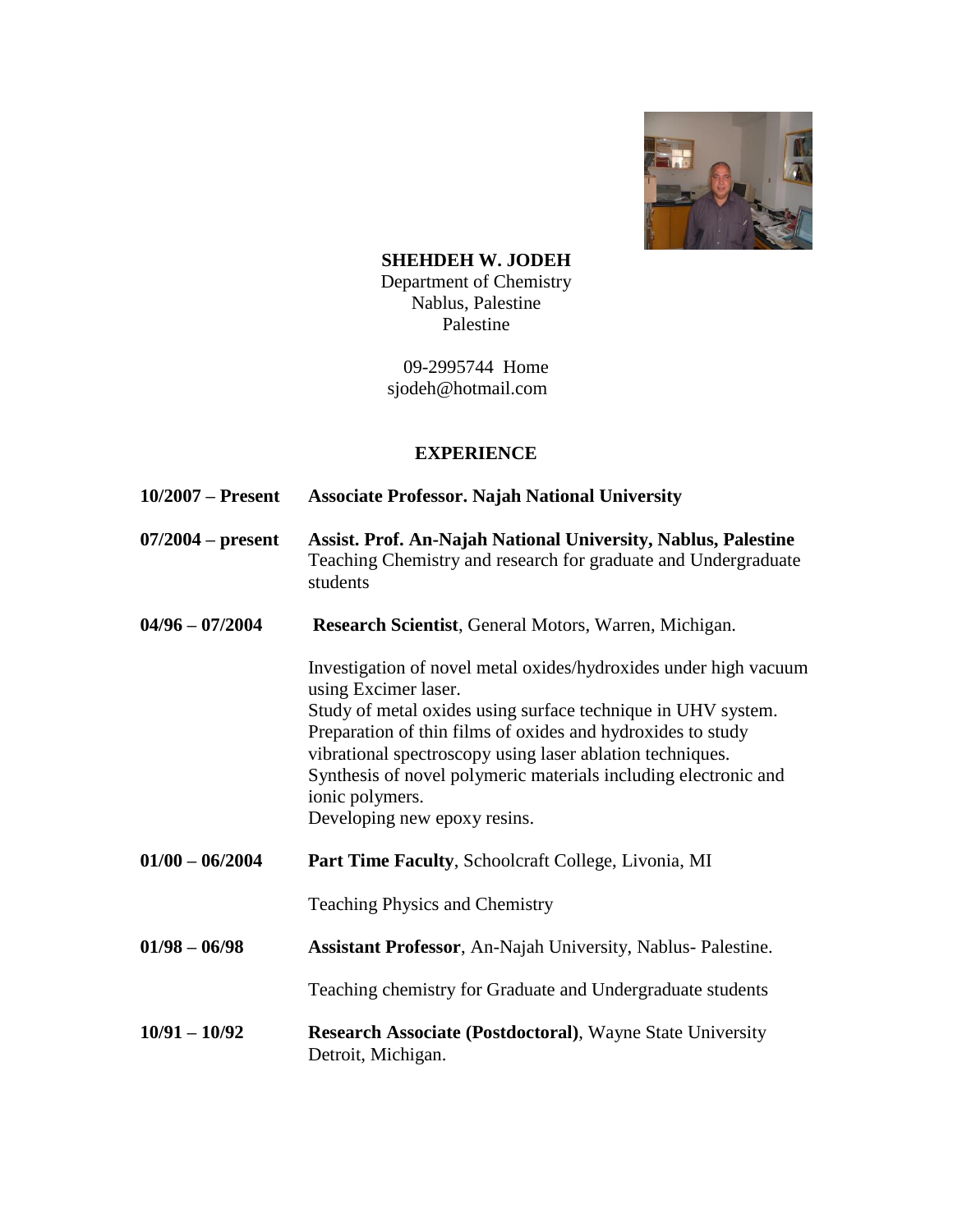**SHEHDEH W. JODEH**
Department of Chemistry
Nablus, Palestine
Palestine

09-2995744 Home
sjodeh@hotmail.com

## EXPERIENCE

**10/2007 – Present** **Associate Professor. Najah National University**

**07/2004 – present** **Assist. Prof. An-Najah National University, Nablus, Palestine**
Teaching Chemistry and research for graduate and Undergraduate students

**04/96 – 07/2004** **Research Scientist**, General Motors, Warren, Michigan.

Investigation of novel metal oxides/hydroxides under high vacuum using Excimer laser.
Study of metal oxides using surface technique in UHV system.
Preparation of thin films of oxides and hydroxides to study vibrational spectroscopy using laser ablation techniques.
Synthesis of novel polymeric materials including electronic and ionic polymers.
Developing new epoxy resins.

**01/00 – 06/2004** **Part Time Faculty**, Schoolcraft College, Livonia, MI

Teaching Physics and Chemistry

**01/98 – 06/98** **Assistant Professor**, An-Najah University, Nablus- Palestine.

Teaching chemistry for Graduate and Undergraduate students

**10/91 – 10/92** **Research Associate (Postdoctoral)**, Wayne State University Detroit, Michigan.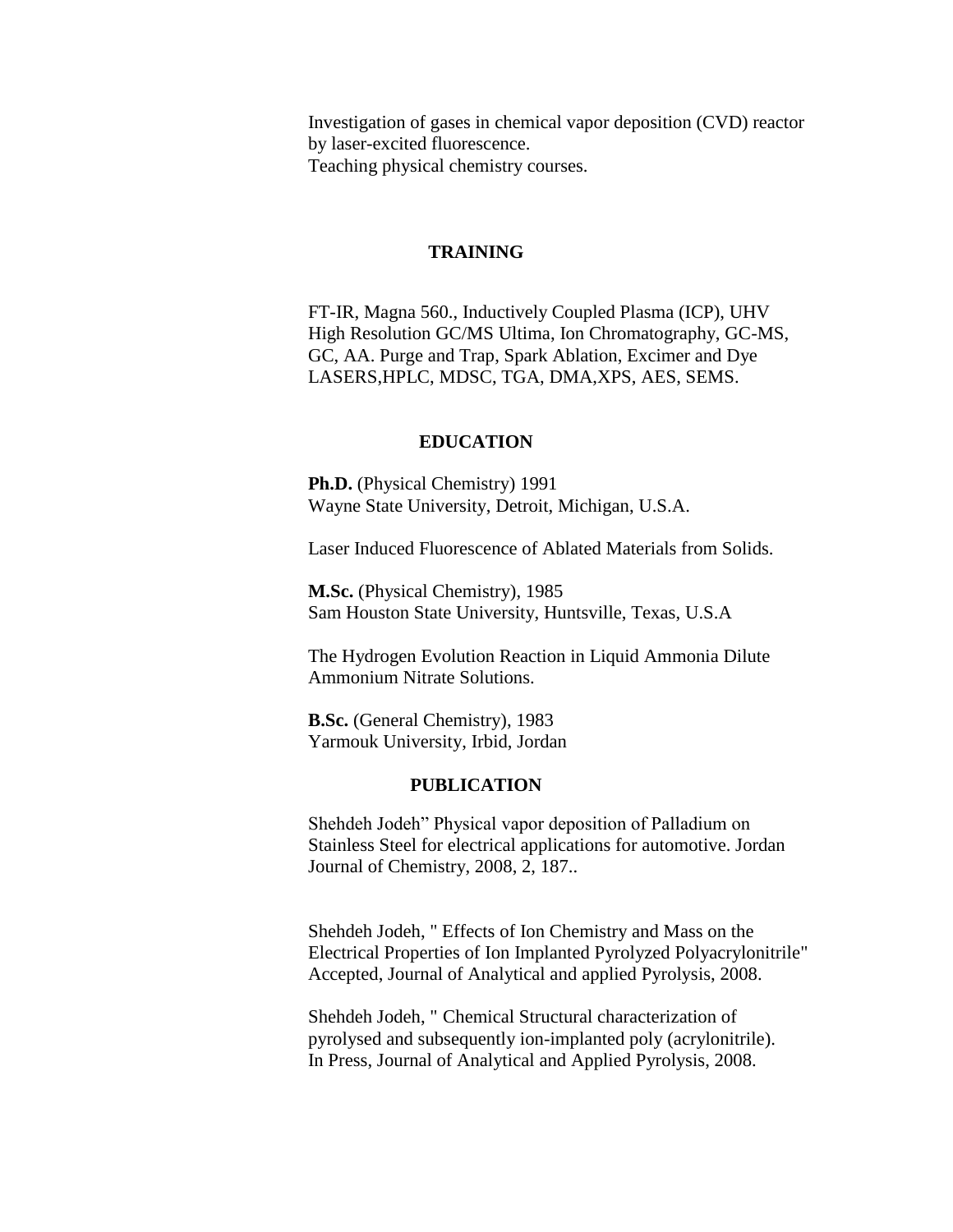Investigation of gases in chemical vapor deposition (CVD) reactor by laser-excited fluorescence.
Teaching physical chemistry courses.

## TRAINING

FT-IR, Magna 560., Inductively Coupled Plasma (ICP), UHV High Resolution GC/MS Ultima, Ion Chromatography, GC-MS, GC, AA. Purge and Trap, Spark Ablation, Excimer and Dye LASERS,HPLC, MDSC, TGA, DMA,XPS, AES, SEMS.

## EDUCATION

**Ph.D.** (Physical Chemistry) 1991
Wayne State University, Detroit, Michigan, U.S.A.

Laser Induced Fluorescence of Ablated Materials from Solids.

**M.Sc.** (Physical Chemistry), 1985
Sam Houston State University, Huntsville, Texas, U.S.A

The Hydrogen Evolution Reaction in Liquid Ammonia Dilute Ammonium Nitrate Solutions.

**B.Sc.** (General Chemistry), 1983
Yarmouk University, Irbid, Jordan

## PUBLICATION

Shehdeh Jodeh" Physical vapor deposition of Palladium on Stainless Steel for electrical applications for automotive. Jordan Journal of Chemistry, 2008, 2, 187..

Shehdeh Jodeh, " Effects of Ion Chemistry and Mass on the Electrical Properties of Ion Implanted Pyrolyzed Polyacrylonitrile" Accepted, Journal of Analytical and applied Pyrolysis, 2008.

Shehdeh Jodeh, " Chemical Structural characterization of pyrolysed and subsequently ion-implanted poly (acrylonitrile). In Press, Journal of Analytical and Applied Pyrolysis, 2008.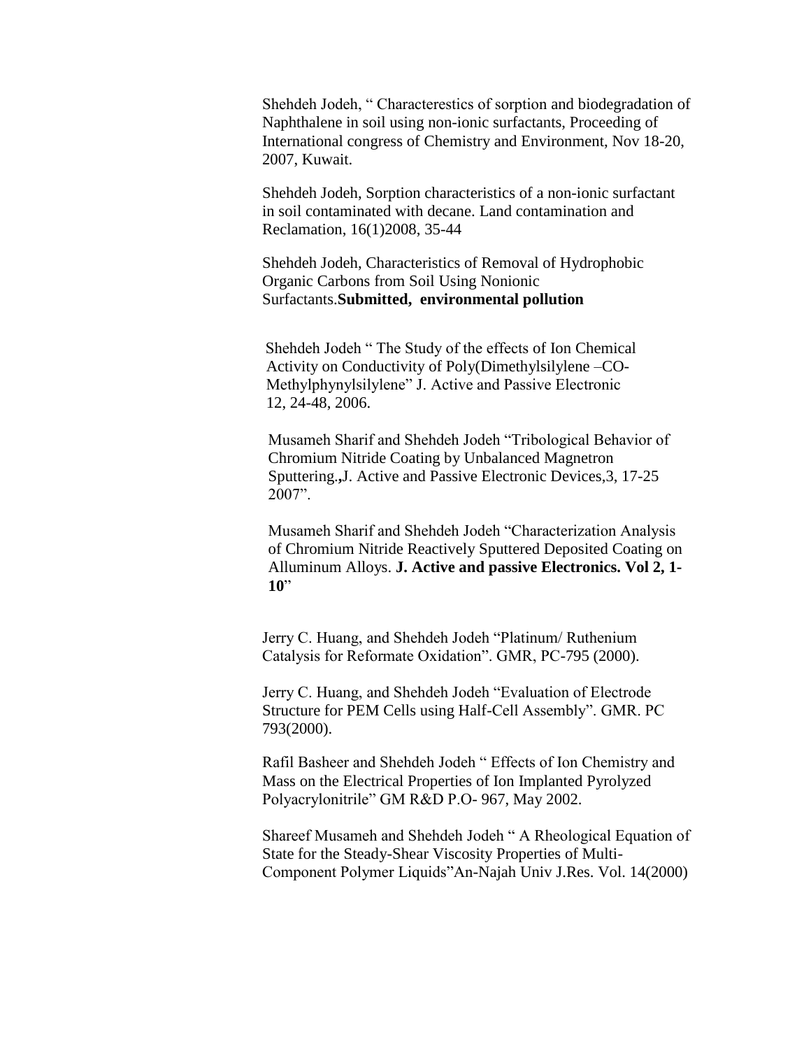Shehdeh Jodeh, " Characterestics of sorption and biodegradation of Naphthalene in soil using non-ionic surfactants, Proceeding of International congress of Chemistry and Environment, Nov 18-20, 2007, Kuwait.

Shehdeh Jodeh, Sorption characteristics of a non-ionic surfactant in soil contaminated with decane. Land contamination and Reclamation, 16(1)2008, 35-44

Shehdeh Jodeh, Characteristics of Removal of Hydrophobic Organic Carbons from Soil Using Nonionic Surfactants.**Submitted, environmental pollution**

Shehdeh Jodeh " The Study of the effects of Ion Chemical Activity on Conductivity of Poly(Dimethylsilylene –CO-Methylphynylsilylene" J. Active and Passive Electronic 12, 24-48, 2006.

Musameh Sharif and Shehdeh Jodeh "Tribological Behavior of Chromium Nitride Coating by Unbalanced Magnetron Sputtering.**,**J. Active and Passive Electronic Devices,3, 17-25 2007".

Musameh Sharif and Shehdeh Jodeh "Characterization Analysis of Chromium Nitride Reactively Sputtered Deposited Coating on Alluminum Alloys. **J. Active and passive Electronics. Vol 2, 1-10**"

Jerry C. Huang, and Shehdeh Jodeh "Platinum/ Ruthenium Catalysis for Reformate Oxidation". GMR, PC-795 (2000).

Jerry C. Huang, and Shehdeh Jodeh "Evaluation of Electrode Structure for PEM Cells using Half-Cell Assembly". GMR. PC 793(2000).

Rafil Basheer and Shehdeh Jodeh " Effects of Ion Chemistry and Mass on the Electrical Properties of Ion Implanted Pyrolyzed Polyacrylonitrile" GM R&D P.O- 967, May 2002.

Shareef Musameh and Shehdeh Jodeh " A Rheological Equation of State for the Steady-Shear Viscosity Properties of Multi-Component Polymer Liquids"An-Najah Univ J.Res. Vol. 14(2000)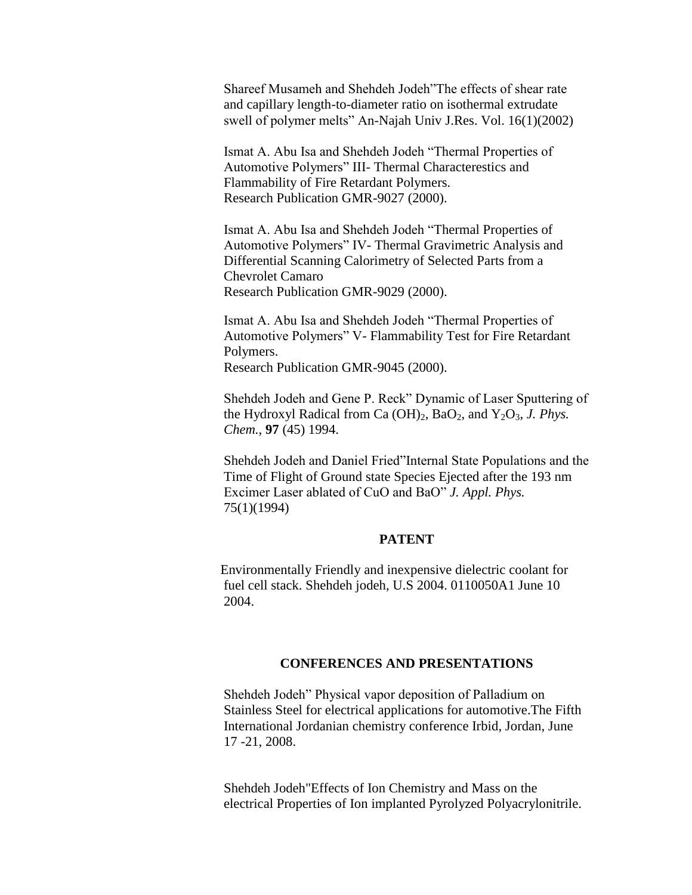Shareef Musameh and Shehdeh Jodeh"The effects of shear rate and capillary length-to-diameter ratio on isothermal extrudate swell of polymer melts" An-Najah Univ J.Res. Vol. 16(1)(2002)

Ismat A. Abu Isa and Shehdeh Jodeh "Thermal Properties of Automotive Polymers" III- Thermal Characterestics and Flammability of Fire Retardant Polymers. Research Publication GMR-9027 (2000).

Ismat A. Abu Isa and Shehdeh Jodeh "Thermal Properties of Automotive Polymers" IV- Thermal Gravimetric Analysis and Differential Scanning Calorimetry of Selected Parts from a Chevrolet Camaro Research Publication GMR-9029 (2000).

Ismat A. Abu Isa and Shehdeh Jodeh "Thermal Properties of Automotive Polymers" V- Flammability Test for Fire Retardant Polymers. Research Publication GMR-9045 (2000).

Shehdeh Jodeh and Gene P. Reck" Dynamic of Laser Sputtering of the Hydroxyl Radical from Ca $(OH)_2$, $BaO_2$, and $Y_2O_3$, *J. Phys. Chem.*, **97** (45) 1994.

Shehdeh Jodeh and Daniel Fried"Internal State Populations and the Time of Flight of Ground state Species Ejected after the 193 nm Excimer Laser ablated of CuO and BaO" *J. Appl. Phys.* 75(1)(1994)

## PATENT

Environmentally Friendly and inexpensive dielectric coolant for fuel cell stack. Shehdeh jodeh, U.S 2004. 0110050A1 June 10 2004.

## CONFERENCES AND PRESENTATIONS

Shehdeh Jodeh" Physical vapor deposition of Palladium on Stainless Steel for electrical applications for automotive.The Fifth International Jordanian chemistry conference Irbid, Jordan, June 17 -21, 2008.

Shehdeh Jodeh"Effects of Ion Chemistry and Mass on the electrical Properties of Ion implanted Pyrolyzed Polyacrylonitrile.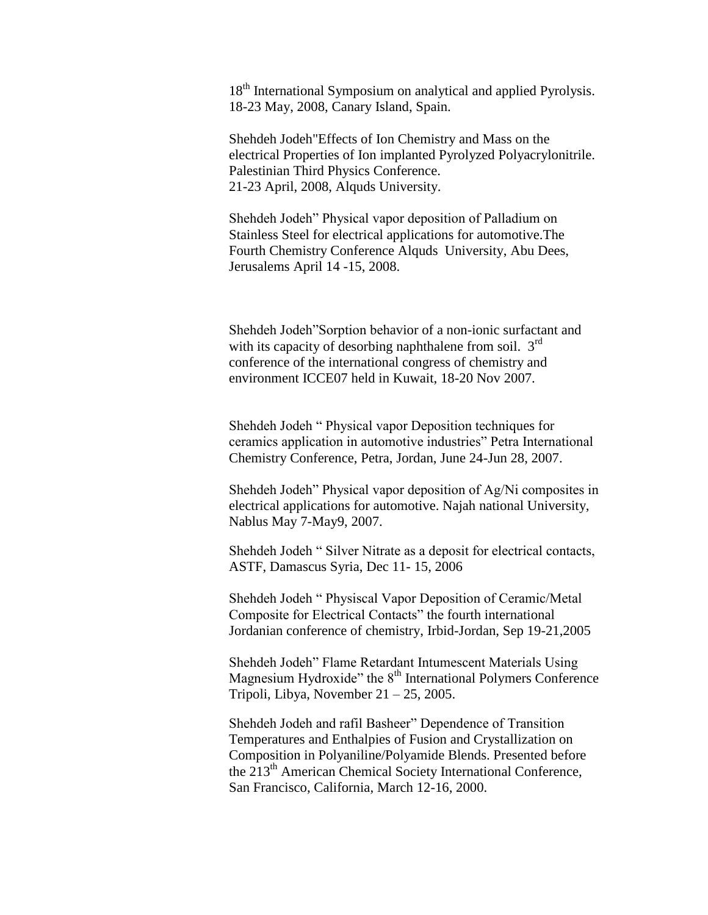18th International Symposium on analytical and applied Pyrolysis. 18-23 May, 2008, Canary Island, Spain.

Shehdeh Jodeh"Effects of Ion Chemistry and Mass on the electrical Properties of Ion implanted Pyrolyzed Polyacrylonitrile. Palestinian Third Physics Conference.
21-23 April, 2008, Alquds University.

Shehdeh Jodeh" Physical vapor deposition of Palladium on Stainless Steel for electrical applications for automotive.The Fourth Chemistry Conference Alquds University, Abu Dees, Jerusalems April 14 -15, 2008.

Shehdeh Jodeh"Sorption behavior of a non-ionic surfactant and with its capacity of desorbing naphthalene from soil. 3rd conference of the international congress of chemistry and environment ICCE07 held in Kuwait, 18-20 Nov 2007.

Shehdeh Jodeh " Physical vapor Deposition techniques for ceramics application in automotive industries" Petra International Chemistry Conference, Petra, Jordan, June 24-Jun 28, 2007.

Shehdeh Jodeh" Physical vapor deposition of Ag/Ni composites in electrical applications for automotive. Najah national University, Nablus May 7-May9, 2007.

Shehdeh Jodeh " Silver Nitrate as a deposit for electrical contacts, ASTF, Damascus Syria, Dec 11- 15, 2006

Shehdeh Jodeh " Physiscal Vapor Deposition of Ceramic/Metal Composite for Electrical Contacts" the fourth international Jordanian conference of chemistry, Irbid-Jordan, Sep 19-21,2005

Shehdeh Jodeh" Flame Retardant Intumescent Materials Using Magnesium Hydroxide" the 8th International Polymers Conference Tripoli, Libya, November 21 – 25, 2005.

Shehdeh Jodeh and rafil Basheer" Dependence of Transition Temperatures and Enthalpies of Fusion and Crystallization on Composition in Polyaniline/Polyamide Blends. Presented before the 213th American Chemical Society International Conference, San Francisco, California, March 12-16, 2000.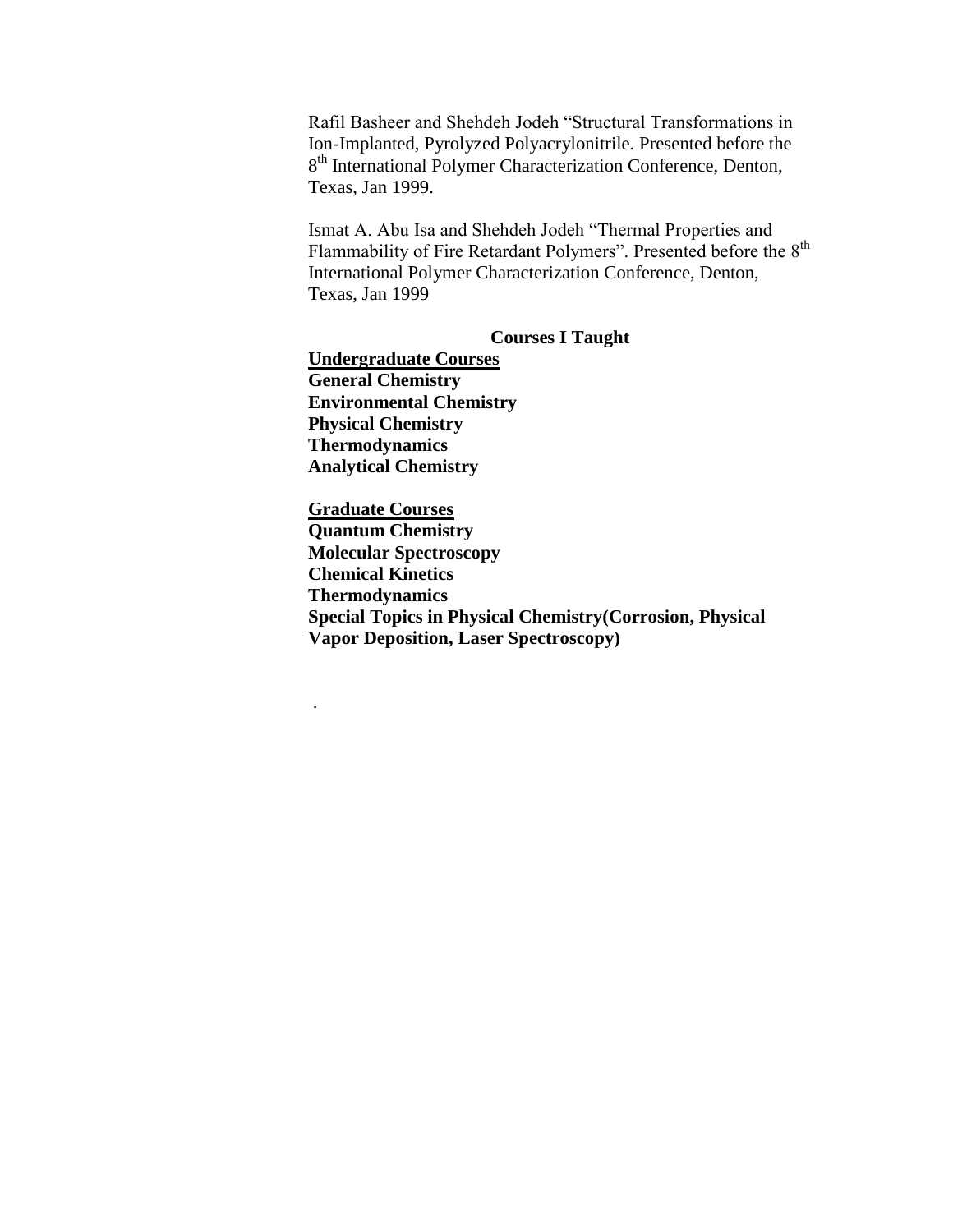Rafil Basheer and Shehdeh Jodeh "Structural Transformations in Ion-Implanted, Pyrolyzed Polyacrylonitrile. Presented before the 8th International Polymer Characterization Conference, Denton, Texas, Jan 1999.

Ismat A. Abu Isa and Shehdeh Jodeh "Thermal Properties and Flammability of Fire Retardant Polymers". Presented before the 8th International Polymer Characterization Conference, Denton, Texas, Jan 1999

## Courses I Taught

**Undergraduate Courses**

**General Chemistry**
**Environmental Chemistry**
**Physical Chemistry**
**Thermodynamics**
**Analytical Chemistry**

**Graduate Courses**

**Quantum Chemistry**
**Molecular Spectroscopy**
**Chemical Kinetics**
**Thermodynamics**
**Special Topics in Physical Chemistry(Corrosion, Physical Vapor Deposition, Laser Spectroscopy)**

.